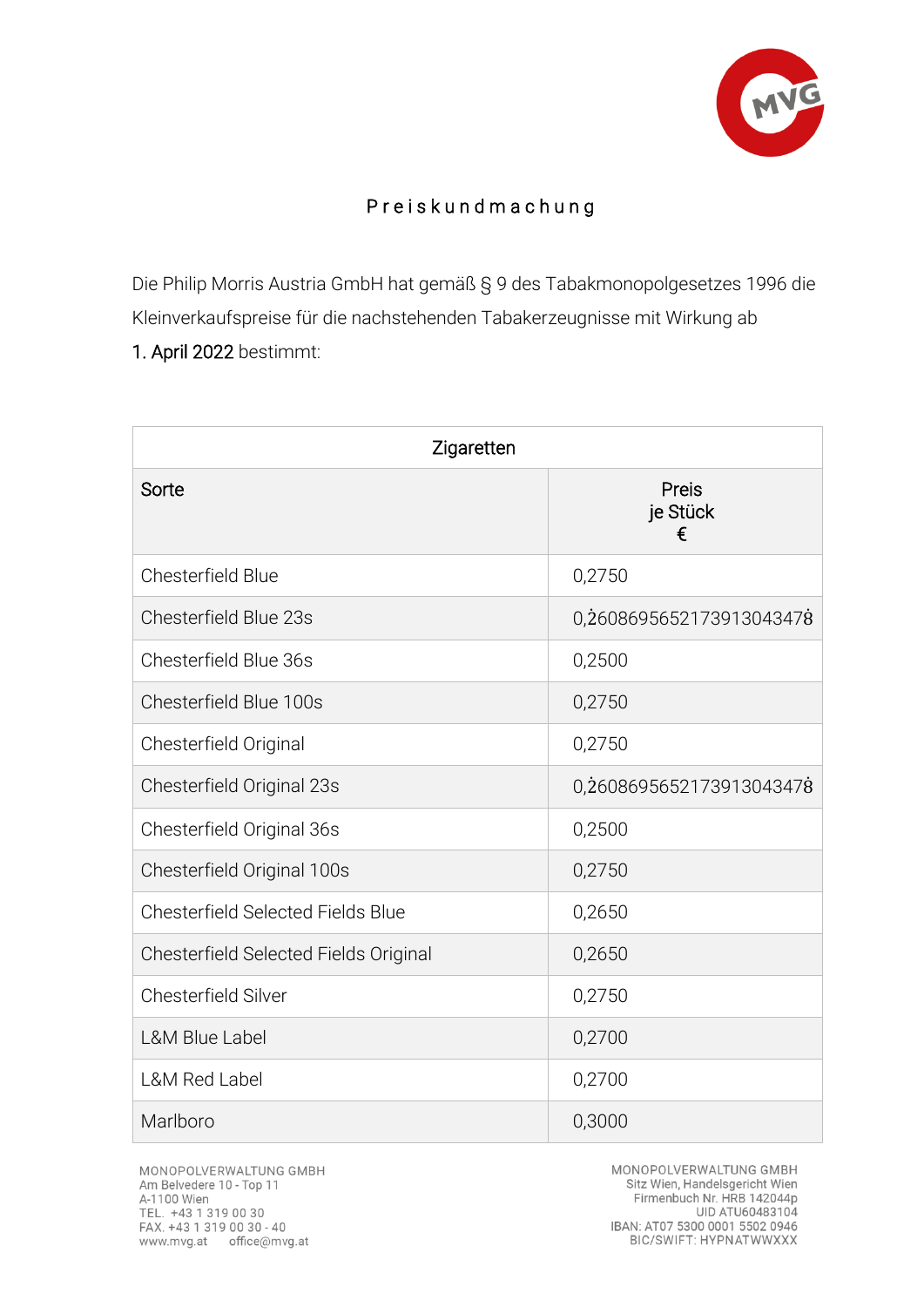# Preiskundmachung

Die Philip Morris Austria GmbH hat gemäß § 9 des Tabakmonopolgesetzes 1996 die Kleinverkaufspreise für die nachstehenden Tabakerzeugnisse mit Wirkung ab **1. April 2022** bestimmt:

| Zigaretten | |
|---|---|
| Sorte | Preis je Stück € |
| Chesterfield Blue | 0,2750 |
| Chesterfield Blue 23s | $0{,}\dot{2}60869565217391304347\dot{8}$ |
| Chesterfield Blue 36s | 0,2500 |
| Chesterfield Blue 100s | 0,2750 |
| Chesterfield Original | 0,2750 |
| Chesterfield Original 23s | $0{,}\dot{2}60869565217391304347\dot{8}$ |
| Chesterfield Original 36s | 0,2500 |
| Chesterfield Original 100s | 0,2750 |
| Chesterfield Selected Fields Blue | 0,2650 |
| Chesterfield Selected Fields Original | 0,2650 |
| Chesterfield Silver | 0,2750 |
| L&M Blue Label | 0,2700 |
| L&M Red Label | 0,2700 |
| Marlboro | 0,3000 |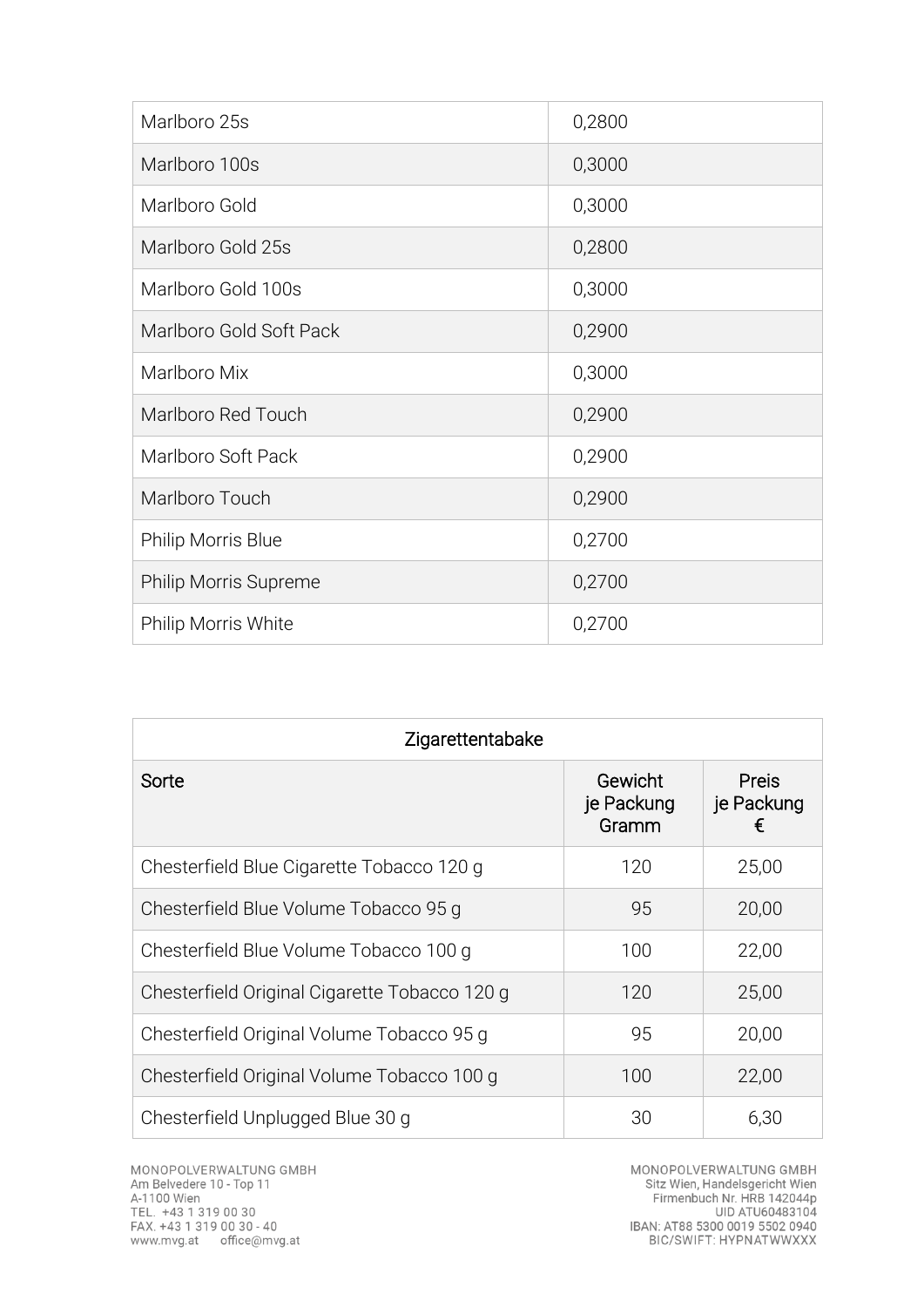| | |
|---|---|
| Marlboro 25s | 0,2800 |
| Marlboro 100s | 0,3000 |
| Marlboro Gold | 0,3000 |
| Marlboro Gold 25s | 0,2800 |
| Marlboro Gold 100s | 0,3000 |
| Marlboro Gold Soft Pack | 0,2900 |
| Marlboro Mix | 0,3000 |
| Marlboro Red Touch | 0,2900 |
| Marlboro Soft Pack | 0,2900 |
| Marlboro Touch | 0,2900 |
| Philip Morris Blue | 0,2700 |
| Philip Morris Supreme | 0,2700 |
| Philip Morris White | 0,2700 |

| Zigarettentabake | | |
|---|---|---|
| Sorte | Gewicht je Packung Gramm | Preis je Packung € |
| Chesterfield Blue Cigarette Tobacco 120 g | 120 | 25,00 |
| Chesterfield Blue Volume Tobacco 95 g | 95 | 20,00 |
| Chesterfield Blue Volume Tobacco 100 g | 100 | 22,00 |
| Chesterfield Original Cigarette Tobacco 120 g | 120 | 25,00 |
| Chesterfield Original Volume Tobacco 95 g | 95 | 20,00 |
| Chesterfield Original Volume Tobacco 100 g | 100 | 22,00 |
| Chesterfield Unplugged Blue 30 g | 30 | 6,30 |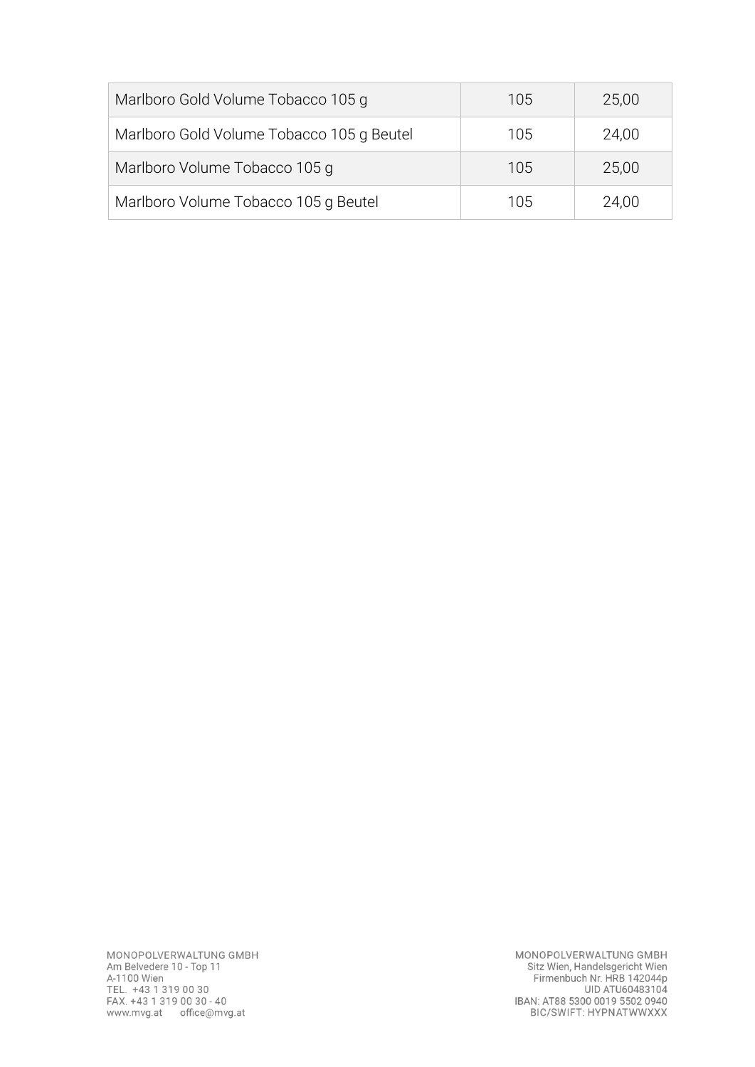| | | |
|---|---|---|
| Marlboro Gold Volume Tobacco 105 g | 105 | 25,00 |
| Marlboro Gold Volume Tobacco 105 g Beutel | 105 | 24,00 |
| Marlboro Volume Tobacco 105 g | 105 | 25,00 |
| Marlboro Volume Tobacco 105 g Beutel | 105 | 24,00 |